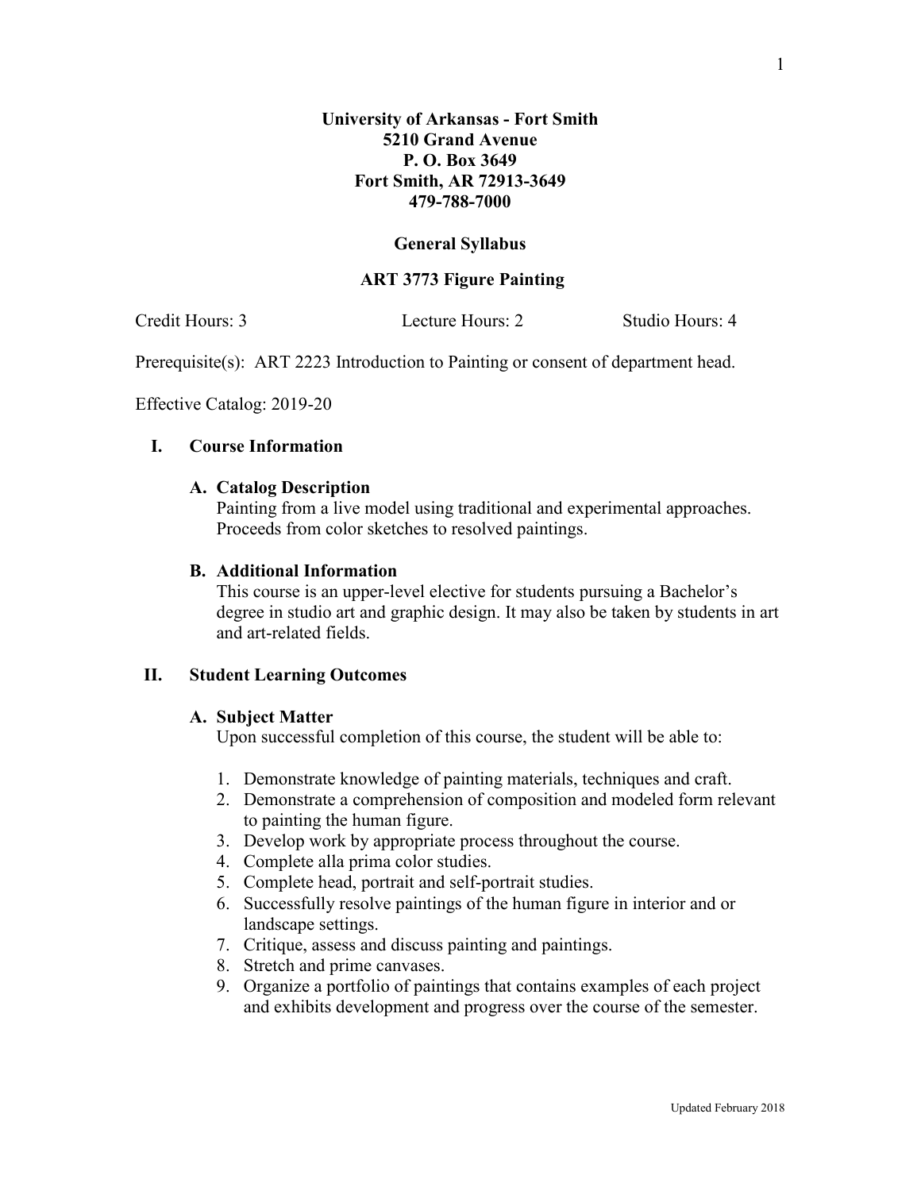**University of Arkansas - Fort Smith**
**5210 Grand Avenue**
**P. O. Box 3649**
**Fort Smith, AR 72913-3649**
**479-788-7000**

## General Syllabus

## ART 3773 Figure Painting

Credit Hours: 3 Lecture Hours: 2 Studio Hours: 4

Prerequisite(s): ART 2223 Introduction to Painting or consent of department head.

Effective Catalog: 2019-20

### I. Course Information

#### A. Catalog Description

Painting from a live model using traditional and experimental approaches. Proceeds from color sketches to resolved paintings.

#### B. Additional Information

This course is an upper-level elective for students pursuing a Bachelor's degree in studio art and graphic design. It may also be taken by students in art and art-related fields.

### II. Student Learning Outcomes

#### A. Subject Matter

Upon successful completion of this course, the student will be able to:

1. Demonstrate knowledge of painting materials, techniques and craft.
2. Demonstrate a comprehension of composition and modeled form relevant to painting the human figure.
3. Develop work by appropriate process throughout the course.
4. Complete alla prima color studies.
5. Complete head, portrait and self-portrait studies.
6. Successfully resolve paintings of the human figure in interior and or landscape settings.
7. Critique, assess and discuss painting and paintings.
8. Stretch and prime canvases.
9. Organize a portfolio of paintings that contains examples of each project and exhibits development and progress over the course of the semester.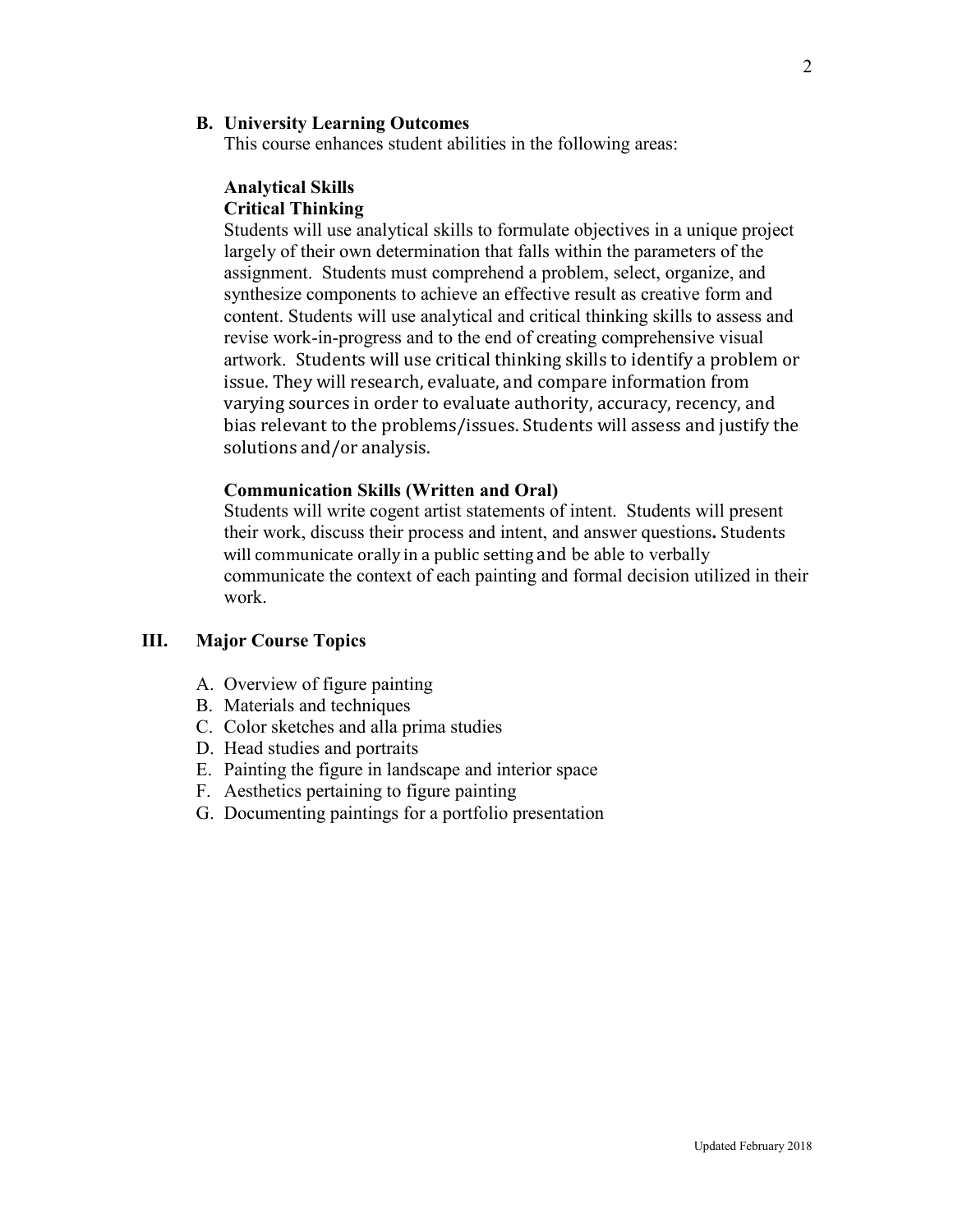### B. University Learning Outcomes

This course enhances student abilities in the following areas:

**Analytical Skills**
**Critical Thinking**

Students will use analytical skills to formulate objectives in a unique project largely of their own determination that falls within the parameters of the assignment. Students must comprehend a problem, select, organize, and synthesize components to achieve an effective result as creative form and content. Students will use analytical and critical thinking skills to assess and revise work-in-progress and to the end of creating comprehensive visual artwork. Students will use critical thinking skills to identify a problem or issue. They will research, evaluate, and compare information from varying sources in order to evaluate authority, accuracy, recency, and bias relevant to the problems/issues. Students will assess and justify the solutions and/or analysis.

**Communication Skills (Written and Oral)**

Students will write cogent artist statements of intent. Students will present their work, discuss their process and intent, and answer questions**.** Students will communicate orally in a public setting and be able to verbally communicate the context of each painting and formal decision utilized in their work.

## III. Major Course Topics

A. Overview of figure painting
B. Materials and techniques
C. Color sketches and alla prima studies
D. Head studies and portraits
E. Painting the figure in landscape and interior space
F. Aesthetics pertaining to figure painting
G. Documenting paintings for a portfolio presentation

Updated February 2018